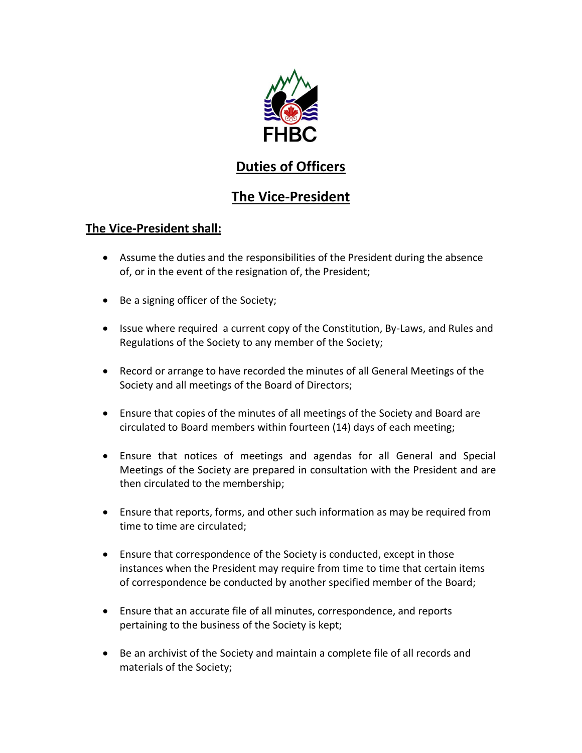FHBC

# Duties of Officers

# The Vice-President

## The Vice-President shall:

- Assume the duties and the responsibilities of the President during the absence of, or in the event of the resignation of, the President;
- Be a signing officer of the Society;
- Issue where required a current copy of the Constitution, By-Laws, and Rules and Regulations of the Society to any member of the Society;
- Record or arrange to have recorded the minutes of all General Meetings of the Society and all meetings of the Board of Directors;
- Ensure that copies of the minutes of all meetings of the Society and Board are circulated to Board members within fourteen (14) days of each meeting;
- Ensure that notices of meetings and agendas for all General and Special Meetings of the Society are prepared in consultation with the President and are then circulated to the membership;
- Ensure that reports, forms, and other such information as may be required from time to time are circulated;
- Ensure that correspondence of the Society is conducted, except in those instances when the President may require from time to time that certain items of correspondence be conducted by another specified member of the Board;
- Ensure that an accurate file of all minutes, correspondence, and reports pertaining to the business of the Society is kept;
- Be an archivist of the Society and maintain a complete file of all records and materials of the Society;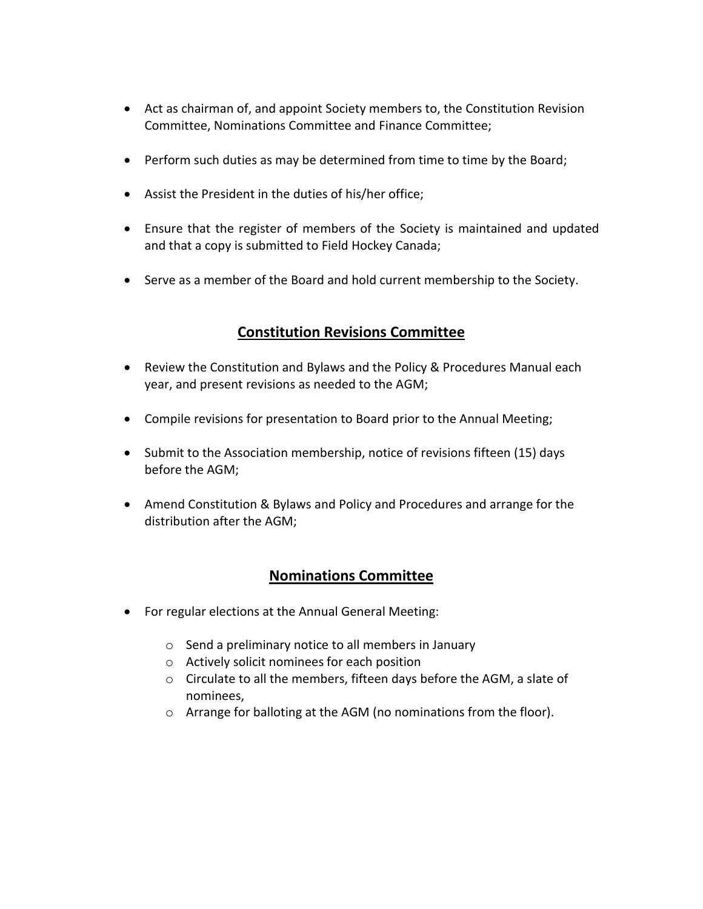- Act as chairman of, and appoint Society members to, the Constitution Revision Committee, Nominations Committee and Finance Committee;
- Perform such duties as may be determined from time to time by the Board;
- Assist the President in the duties of his/her office;
- Ensure that the register of members of the Society is maintained and updated and that a copy is submitted to Field Hockey Canada;
- Serve as a member of the Board and hold current membership to the Society.

## Constitution Revisions Committee

- Review the Constitution and Bylaws and the Policy & Procedures Manual each year, and present revisions as needed to the AGM;
- Compile revisions for presentation to Board prior to the Annual Meeting;
- Submit to the Association membership, notice of revisions fifteen (15) days before the AGM;
- Amend Constitution & Bylaws and Policy and Procedures and arrange for the distribution after the AGM;

## Nominations Committee

- For regular elections at the Annual General Meeting:
  - Send a preliminary notice to all members in January
  - Actively solicit nominees for each position
  - Circulate to all the members, fifteen days before the AGM, a slate of nominees,
  - Arrange for balloting at the AGM (no nominations from the floor).